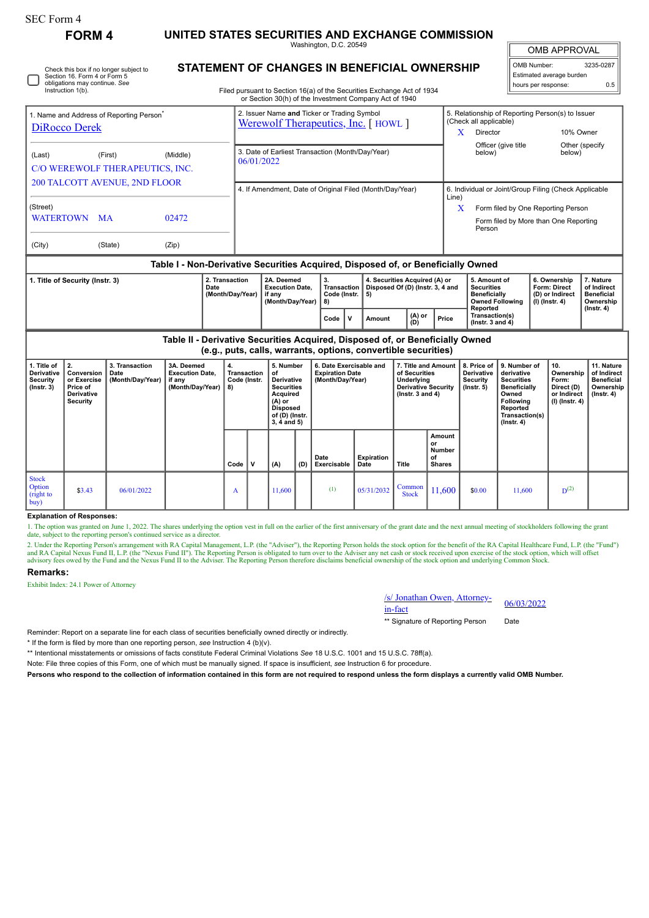SEC Form 4

# FORM 4

## UNITED STATES SECURITIES AND EXCHANGE COMMISSION

Washington, D.C. 20549

## STATEMENT OF CHANGES IN BENEFICIAL OWNERSHIP

Filed pursuant to Section 16(a) of the Securities Exchange Act of 1934 or Section 30(h) of the Investment Company Act of 1940

| OMB APPROVAL | |
|---|---|
| OMB Number: | 3235-0287 |
| Estimated average burden | |
| hours per response: | 0.5 |

☐ Check this box if no longer subject to Section 16. Form 4 or Form 5 obligations may continue. *See* Instruction 1(b).

**1. Name and Address of Reporting Person***

DiRocco Derek

(Last) (First) (Middle)

C/O WEREWOLF THERAPEUTICS, INC.

200 TALCOTT AVENUE, 2ND FLOOR

(Street)

WATERTOWN MA 02472

(City) (State) (Zip)

**2. Issuer Name and Ticker or Trading Symbol**

Werewolf Therapeutics, Inc. [ HOWL ]

**3. Date of Earliest Transaction (Month/Day/Year)**

06/01/2022

**4. If Amendment, Date of Original Filed (Month/Day/Year)**

**5. Relationship of Reporting Person(s) to Issuer (Check all applicable)**

X Director

10% Owner

Officer (give title below)

Other (specify below)

**6. Individual or Joint/Group Filing (Check Applicable Line)**

X Form filed by One Reporting Person

Form filed by More than One Reporting Person

### Table I - Non-Derivative Securities Acquired, Disposed of, or Beneficially Owned

| 1. Title of Security (Instr. 3) | 2. Transaction Date (Month/Day/Year) | 2A. Deemed Execution Date, if any (Month/Day/Year) | 3. Transaction Code (Instr. 8) | | 4. Securities Acquired (A) or Disposed Of (D) (Instr. 3, 4 and 5) | | | 5. Amount of Securities Beneficially Owned Following Reported Transaction(s) (Instr. 3 and 4) | 6. Ownership Form: Direct (D) or Indirect (I) (Instr. 4) | 7. Nature of Indirect Beneficial Ownership (Instr. 4) |
|---|---|---|---|---|---|---|---|---|---|---|
| | | | Code | V | Amount | (A) or (D) | Price | | | |

### Table II - Derivative Securities Acquired, Disposed of, or Beneficially Owned (e.g., puts, calls, warrants, options, convertible securities)

| 1. Title of Derivative Security (Instr. 3) | 2. Conversion or Exercise Price of Derivative Security | 3. Transaction Date (Month/Day/Year) | 3A. Deemed Execution Date, if any (Month/Day/Year) | 4. Transaction Code (Instr. 8) | | 5. Number of Derivative Securities Acquired (A) or Disposed of (D) (Instr. 3, 4 and 5) | | 6. Date Exercisable and Expiration Date (Month/Day/Year) | | 7. Title and Amount of Securities Underlying Derivative Security (Instr. 3 and 4) | | 8. Price of Derivative Security (Instr. 5) | 9. Number of derivative Securities Beneficially Owned Following Reported Transaction(s) (Instr. 4) | 10. Ownership Form: Direct (D) or Indirect (I) (Instr. 4) | 11. Nature of Indirect Beneficial Ownership (Instr. 4) |
|---|---|---|---|---|---|---|---|---|---|---|---|---|---|---|---|
| | | | | Code | V | (A) | (D) | Date Exercisable | Expiration Date | Title | Amount or Number of Shares | | | | |
| Stock Option (right to buy) | $3.43 | 06/01/2022 | | A | | 11,600 | | (1) | 05/31/2032 | Common Stock | 11,600 | $0.00 | 11,600 | D(2) | |

**Explanation of Responses:**

1. The option was granted on June 1, 2022. The shares underlying the option vest in full on the earlier of the first anniversary of the grant date and the next annual meeting of stockholders following the grant date, subject to the reporting person's continued service as a director.

2. Under the Reporting Person's arrangement with RA Capital Management, L.P. (the "Adviser"), the Reporting Person holds the stock option for the benefit of the RA Capital Healthcare Fund, L.P. (the "Fund") and RA Capital Nexus Fund II, L.P. (the "Nexus Fund II"). The Reporting Person is obligated to turn over to the Adviser any net cash or stock received upon exercise of the stock option, which will offset advisory fees owed by the Fund and the Nexus Fund II to the Adviser. The Reporting Person therefore disclaims beneficial ownership of the stock option and underlying Common Stock.

**Remarks:**

Exhibit Index: 24.1 Power of Attorney

/s/ Jonathan Owen, Attorney-in-fact — 06/03/2022

** Signature of Reporting Person — Date

Reminder: Report on a separate line for each class of securities beneficially owned directly or indirectly.

\* If the form is filed by more than one reporting person, *see* Instruction 4 (b)(v).

** Intentional misstatements or omissions of facts constitute Federal Criminal Violations *See* 18 U.S.C. 1001 and 15 U.S.C. 78ff(a).

Note: File three copies of this Form, one of which must be manually signed. If space is insufficient, *see* Instruction 6 for procedure.

**Persons who respond to the collection of information contained in this form are not required to respond unless the form displays a currently valid OMB Number.**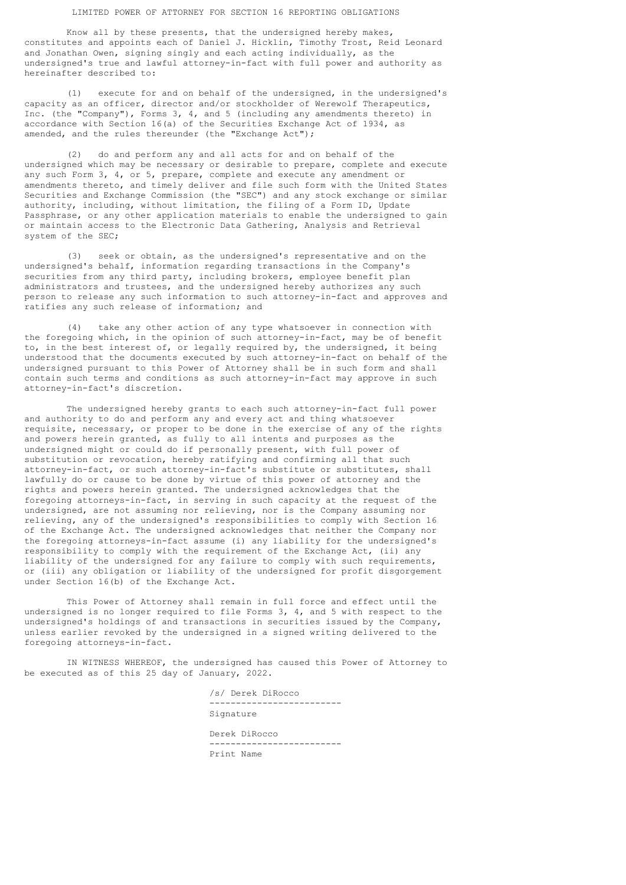LIMITED POWER OF ATTORNEY FOR SECTION 16 REPORTING OBLIGATIONS

Know all by these presents, that the undersigned hereby makes, constitutes and appoints each of Daniel J. Hicklin, Timothy Trost, Reid Leonard and Jonathan Owen, signing singly and each acting individually, as the undersigned's true and lawful attorney-in-fact with full power and authority as hereinafter described to:

(1) execute for and on behalf of the undersigned, in the undersigned's capacity as an officer, director and/or stockholder of Werewolf Therapeutics, Inc. (the "Company"), Forms 3, 4, and 5 (including any amendments thereto) in accordance with Section 16(a) of the Securities Exchange Act of 1934, as amended, and the rules thereunder (the "Exchange Act");

(2) do and perform any and all acts for and on behalf of the undersigned which may be necessary or desirable to prepare, complete and execute any such Form 3, 4, or 5, prepare, complete and execute any amendment or amendments thereto, and timely deliver and file such form with the United States Securities and Exchange Commission (the "SEC") and any stock exchange or similar authority, including, without limitation, the filing of a Form ID, Update Passphrase, or any other application materials to enable the undersigned to gain or maintain access to the Electronic Data Gathering, Analysis and Retrieval system of the SEC;

(3) seek or obtain, as the undersigned's representative and on the undersigned's behalf, information regarding transactions in the Company's securities from any third party, including brokers, employee benefit plan administrators and trustees, and the undersigned hereby authorizes any such person to release any such information to such attorney-in-fact and approves and ratifies any such release of information; and

(4) take any other action of any type whatsoever in connection with the foregoing which, in the opinion of such attorney-in-fact, may be of benefit to, in the best interest of, or legally required by, the undersigned, it being understood that the documents executed by such attorney-in-fact on behalf of the undersigned pursuant to this Power of Attorney shall be in such form and shall contain such terms and conditions as such attorney-in-fact may approve in such attorney-in-fact's discretion.

The undersigned hereby grants to each such attorney-in-fact full power and authority to do and perform any and every act and thing whatsoever requisite, necessary, or proper to be done in the exercise of any of the rights and powers herein granted, as fully to all intents and purposes as the undersigned might or could do if personally present, with full power of substitution or revocation, hereby ratifying and confirming all that such attorney-in-fact, or such attorney-in-fact's substitute or substitutes, shall lawfully do or cause to be done by virtue of this power of attorney and the rights and powers herein granted. The undersigned acknowledges that the foregoing attorneys-in-fact, in serving in such capacity at the request of the undersigned, are not assuming nor relieving, nor is the Company assuming nor relieving, any of the undersigned's responsibilities to comply with Section 16 of the Exchange Act. The undersigned acknowledges that neither the Company nor the foregoing attorneys-in-fact assume (i) any liability for the undersigned's responsibility to comply with the requirement of the Exchange Act, (ii) any liability of the undersigned for any failure to comply with such requirements, or (iii) any obligation or liability of the undersigned for profit disgorgement under Section 16(b) of the Exchange Act.

This Power of Attorney shall remain in full force and effect until the undersigned is no longer required to file Forms 3, 4, and 5 with respect to the undersigned's holdings of and transactions in securities issued by the Company, unless earlier revoked by the undersigned in a signed writing delivered to the foregoing attorneys-in-fact.

IN WITNESS WHEREOF, the undersigned has caused this Power of Attorney to be executed as of this 25 day of January, 2022.

/s/ Derek DiRocco

-------------------------

Signature

Derek DiRocco

-------------------------

Print Name